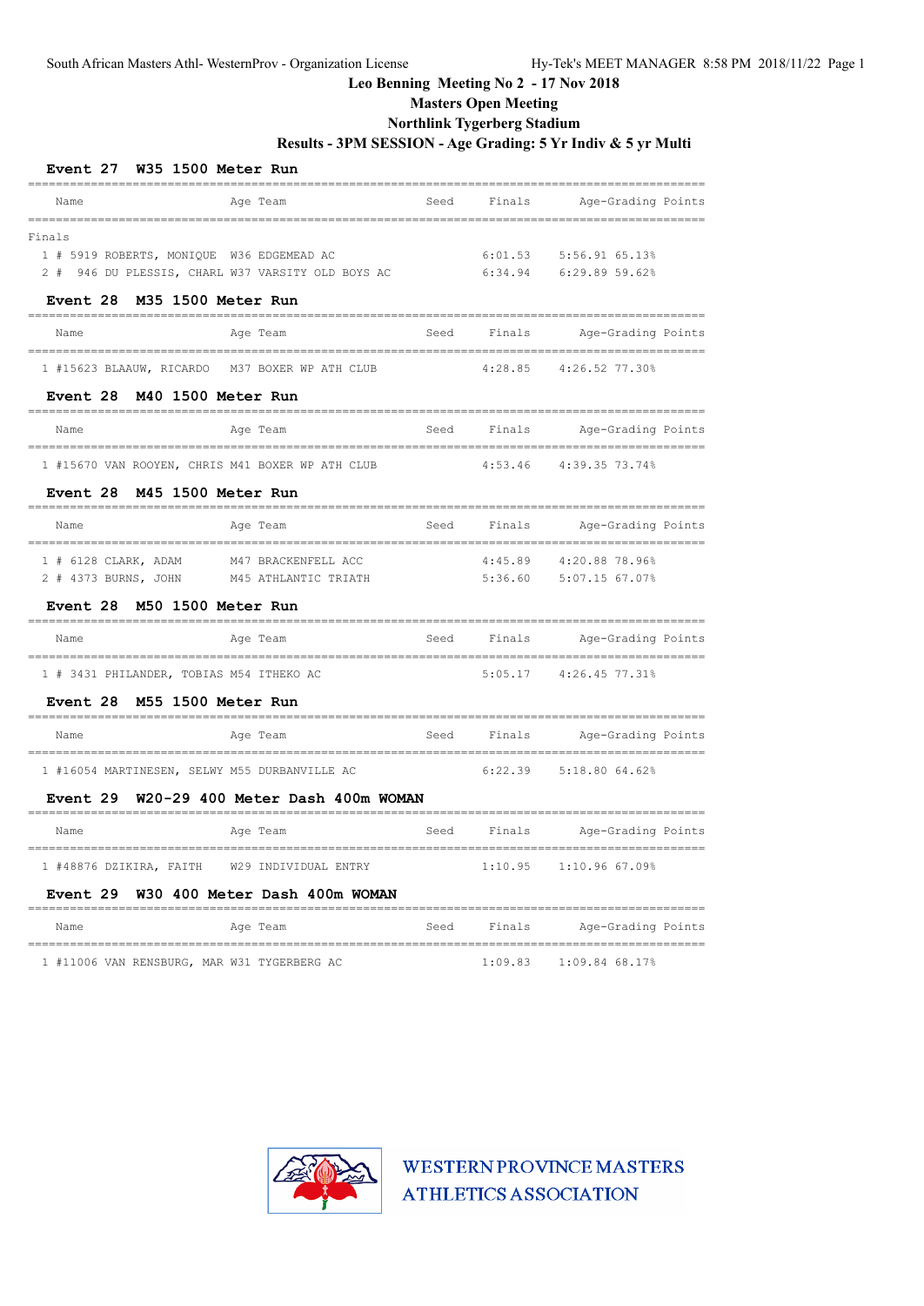# Leo Benning Meeting No 2 - 17 Nov 2018

## Masters Open Meeting

## Northlink Tygerberg Stadium

## Results - 3PM SESSION - Age Grading: 5 Yr Indiv & 5 yr Multi

### Event 27 W35 1500 Meter Run

| Name | Age Team | Seed | Finals | Age-Grading Points |
|---|---|---|---|---|
| **Finals** | | | | |
| 1 # 5919 ROBERTS, MONIQUE | W36 EDGEMEAD AC | | 6:01.53 | 5:56.91 65.13% |
| 2 # 946 DU PLESSIS, CHARL | W37 VARSITY OLD BOYS AC | | 6:34.94 | 6:29.89 59.62% |

### Event 28 M35 1500 Meter Run

| Name | Age Team | Seed | Finals | Age-Grading Points |
|---|---|---|---|---|
| 1 #15623 BLAAUW, RICARDO | M37 BOXER WP ATH CLUB | | 4:28.85 | 4:26.52 77.30% |

### Event 28 M40 1500 Meter Run

| Name | Age Team | Seed | Finals | Age-Grading Points |
|---|---|---|---|---|
| 1 #15670 VAN ROOYEN, CHRIS | M41 BOXER WP ATH CLUB | | 4:53.46 | 4:39.35 73.74% |

### Event 28 M45 1500 Meter Run

| Name | Age Team | Seed | Finals | Age-Grading Points |
|---|---|---|---|---|
| 1 # 6128 CLARK, ADAM | M47 BRACKENFELL ACC | | 4:45.89 | 4:20.88 78.96% |
| 2 # 4373 BURNS, JOHN | M45 ATHLANTIC TRIATH | | 5:36.60 | 5:07.15 67.07% |

### Event 28 M50 1500 Meter Run

| Name | Age Team | Seed | Finals | Age-Grading Points |
|---|---|---|---|---|
| 1 # 3431 PHILANDER, TOBIAS | M54 ITHEKO AC | | 5:05.17 | 4:26.45 77.31% |

### Event 28 M55 1500 Meter Run

| Name | Age Team | Seed | Finals | Age-Grading Points |
|---|---|---|---|---|
| 1 #16054 MARTINESEN, SELWY | M55 DURBANVILLE AC | | 6:22.39 | 5:18.80 64.62% |

### Event 29 W20-29 400 Meter Dash 400m WOMAN

| Name | Age Team | Seed | Finals | Age-Grading Points |
|---|---|---|---|---|
| 1 #48876 DZIKIRA, FAITH | W29 INDIVIDUAL ENTRY | | 1:10.95 | 1:10.96 67.09% |

### Event 29 W30 400 Meter Dash 400m WOMAN

| Name | Age Team | Seed | Finals | Age-Grading Points |
|---|---|---|---|---|
| 1 #11006 VAN RENSBURG, MAR | W31 TYGERBERG AC | | 1:09.83 | 1:09.84 68.17% |

WESTERN PROVINCE MASTERS ATHLETICS ASSOCIATION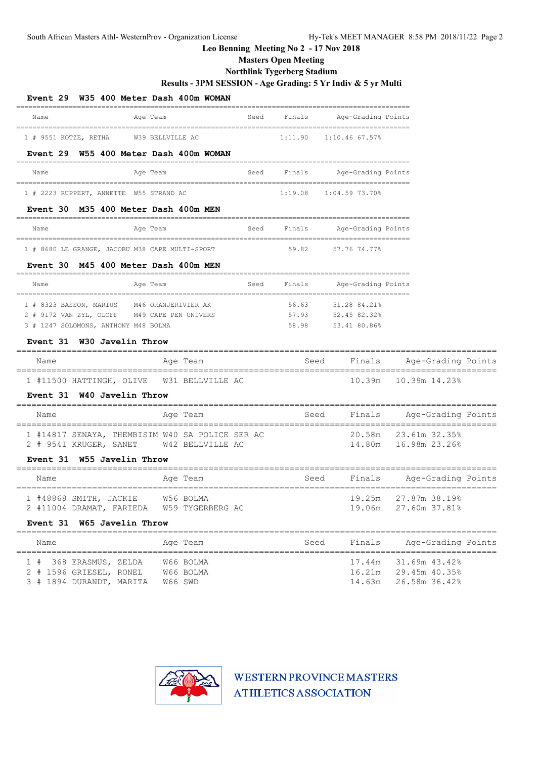Leo Benning Meeting No 2 - 17 Nov 2018

Masters Open Meeting

Northlink Tygerberg Stadium

Results - 3PM SESSION - Age Grading: 5 Yr Indiv & 5 yr Multi

### Event 29 W35 400 Meter Dash 400m WOMAN

| | Name | Age | Team | Seed | Finals | Age-Grading | Points |
|---|---|---|---|---|---|---|---|
| 1 | # 9551 KOTZE, RETHA | W39 | BELLVILLE AC | | 1:11.90 | 1:10.46 67.57% | |

### Event 29 W55 400 Meter Dash 400m WOMAN

| | Name | Age | Team | Seed | Finals | Age-Grading | Points |
|---|---|---|---|---|---|---|---|
| 1 | # 2223 RUPPERT, ANNETTE | W55 | STRAND AC | | 1:19.08 | 1:04.59 73.70% | |

### Event 30 M35 400 Meter Dash 400m MEN

| | Name | Age | Team | Seed | Finals | Age-Grading | Points |
|---|---|---|---|---|---|---|---|
| 1 | # 8680 LE GRANGE, JACOBU | M38 | CAPE MULTI-SPORT | | 59.82 | 57.76 74.77% | |

### Event 30 M45 400 Meter Dash 400m MEN

| | Name | Age | Team | Seed | Finals | Age-Grading | Points |
|---|---|---|---|---|---|---|---|
| 1 | # 8323 BASSON, MARIUS | M46 | ORANJERIVIER AK | | 56.63 | 51.28 84.21% | |
| 2 | # 9172 VAN ZYL, OLOFF | M49 | CAPE PEN UNIVERS | | 57.93 | 52.45 82.32% | |
| 3 | # 1247 SOLOMONS, ANTHONY | M48 | BOLMA | | 58.98 | 53.41 80.86% | |

### Event 31 W30 Javelin Throw

| | Name | Age | Team | Seed | Finals | Age-Grading | Points |
|---|---|---|---|---|---|---|---|
| 1 | #11500 HATTINGH, OLIVE | W31 | BELLVILLE AC | | 10.39m | 10.39m 14.23% | |

### Event 31 W40 Javelin Throw

| | Name | Age | Team | Seed | Finals | Age-Grading | Points |
|---|---|---|---|---|---|---|---|
| 1 | #14817 SENAYA, THEMBISIM | W40 | SA POLICE SER AC | | 20.58m | 23.61m 32.35% | |
| 2 | # 9541 KRUGER, SANET | W42 | BELLVILLE AC | | 14.80m | 16.98m 23.26% | |

### Event 31 W55 Javelin Throw

| | Name | Age | Team | Seed | Finals | Age-Grading | Points |
|---|---|---|---|---|---|---|---|
| 1 | #48868 SMITH, JACKIE | W56 | BOLMA | | 19.25m | 27.87m 38.19% | |
| 2 | #11004 DRAMAT, FARIEDA | W59 | TYGERBERG AC | | 19.06m | 27.60m 37.81% | |

### Event 31 W65 Javelin Throw

| | Name | Age | Team | Seed | Finals | Age-Grading | Points |
|---|---|---|---|---|---|---|---|
| 1 | # 368 ERASMUS, ZELDA | W66 | BOLMA | | 17.44m | 31.69m 43.42% | |
| 2 | # 1596 GRIESEL, RONEL | W66 | BOLMA | | 16.21m | 29.45m 40.35% | |
| 3 | # 1894 DURANDT, MARITA | W66 | SWD | | 14.63m | 26.58m 36.42% | |

WESTERN PROVINCE MASTERS ATHLETICS ASSOCIATION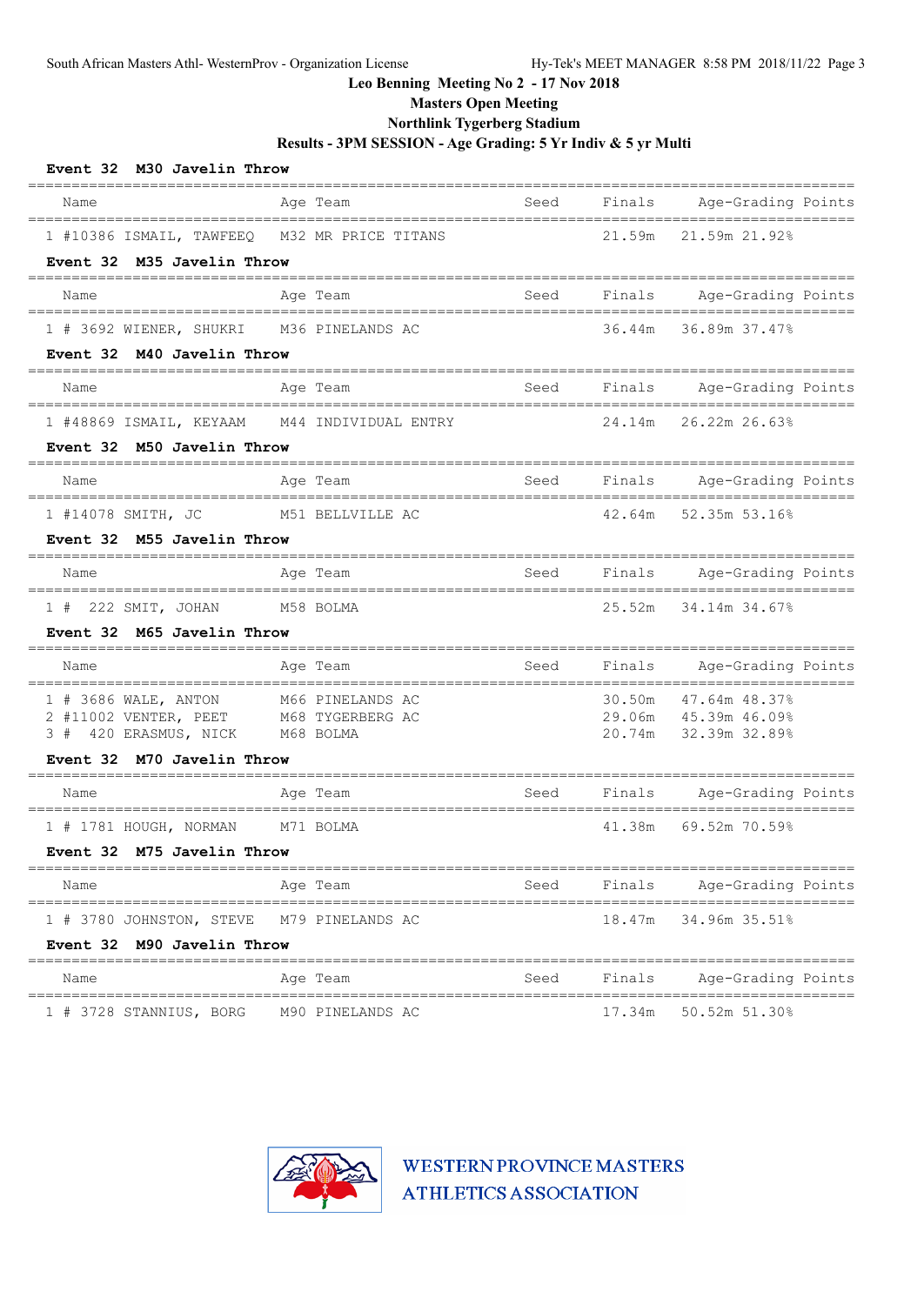## Leo Benning Meeting No 2 - 17 Nov 2018

### Masters Open Meeting

### Northlink Tygerberg Stadium

### Results - 3PM SESSION - Age Grading: 5 Yr Indiv & 5 yr Multi

**Event 32 M30 Javelin Throw**

| Name | Age | Team | Seed | Finals | Age-Grading | Points |
|---|---|---|---|---|---|---|
| 1 #10386 ISMAIL, TAWFEEQ | M32 | MR PRICE TITANS | | 21.59m | 21.59m | 21.92% |

**Event 32 M35 Javelin Throw**

| Name | Age | Team | Seed | Finals | Age-Grading | Points |
|---|---|---|---|---|---|---|
| 1 # 3692 WIENER, SHUKRI | M36 | PINELANDS AC | | 36.44m | 36.89m | 37.47% |

**Event 32 M40 Javelin Throw**

| Name | Age | Team | Seed | Finals | Age-Grading | Points |
|---|---|---|---|---|---|---|
| 1 #48869 ISMAIL, KEYAAM | M44 | INDIVIDUAL ENTRY | | 24.14m | 26.22m | 26.63% |

**Event 32 M50 Javelin Throw**

| Name | Age | Team | Seed | Finals | Age-Grading | Points |
|---|---|---|---|---|---|---|
| 1 #14078 SMITH, JC | M51 | BELLVILLE AC | | 42.64m | 52.35m | 53.16% |

**Event 32 M55 Javelin Throw**

| Name | Age | Team | Seed | Finals | Age-Grading | Points |
|---|---|---|---|---|---|---|
| 1 # 222 SMIT, JOHAN | M58 | BOLMA | | 25.52m | 34.14m | 34.67% |

**Event 32 M65 Javelin Throw**

| Name | Age | Team | Seed | Finals | Age-Grading | Points |
|---|---|---|---|---|---|---|
| 1 # 3686 WALE, ANTON | M66 | PINELANDS AC | | 30.50m | 47.64m | 48.37% |
| 2 #11002 VENTER, PEET | M68 | TYGERBERG AC | | 29.06m | 45.39m | 46.09% |
| 3 # 420 ERASMUS, NICK | M68 | BOLMA | | 20.74m | 32.39m | 32.89% |

**Event 32 M70 Javelin Throw**

| Name | Age | Team | Seed | Finals | Age-Grading | Points |
|---|---|---|---|---|---|---|
| 1 # 1781 HOUGH, NORMAN | M71 | BOLMA | | 41.38m | 69.52m | 70.59% |

**Event 32 M75 Javelin Throw**

| Name | Age | Team | Seed | Finals | Age-Grading | Points |
|---|---|---|---|---|---|---|
| 1 # 3780 JOHNSTON, STEVE | M79 | PINELANDS AC | | 18.47m | 34.96m | 35.51% |

**Event 32 M90 Javelin Throw**

| Name | Age | Team | Seed | Finals | Age-Grading | Points |
|---|---|---|---|---|---|---|
| 1 # 3728 STANNIUS, BORG | M90 | PINELANDS AC | | 17.34m | 50.52m | 51.30% |

WESTERN PROVINCE MASTERS ATHLETICS ASSOCIATION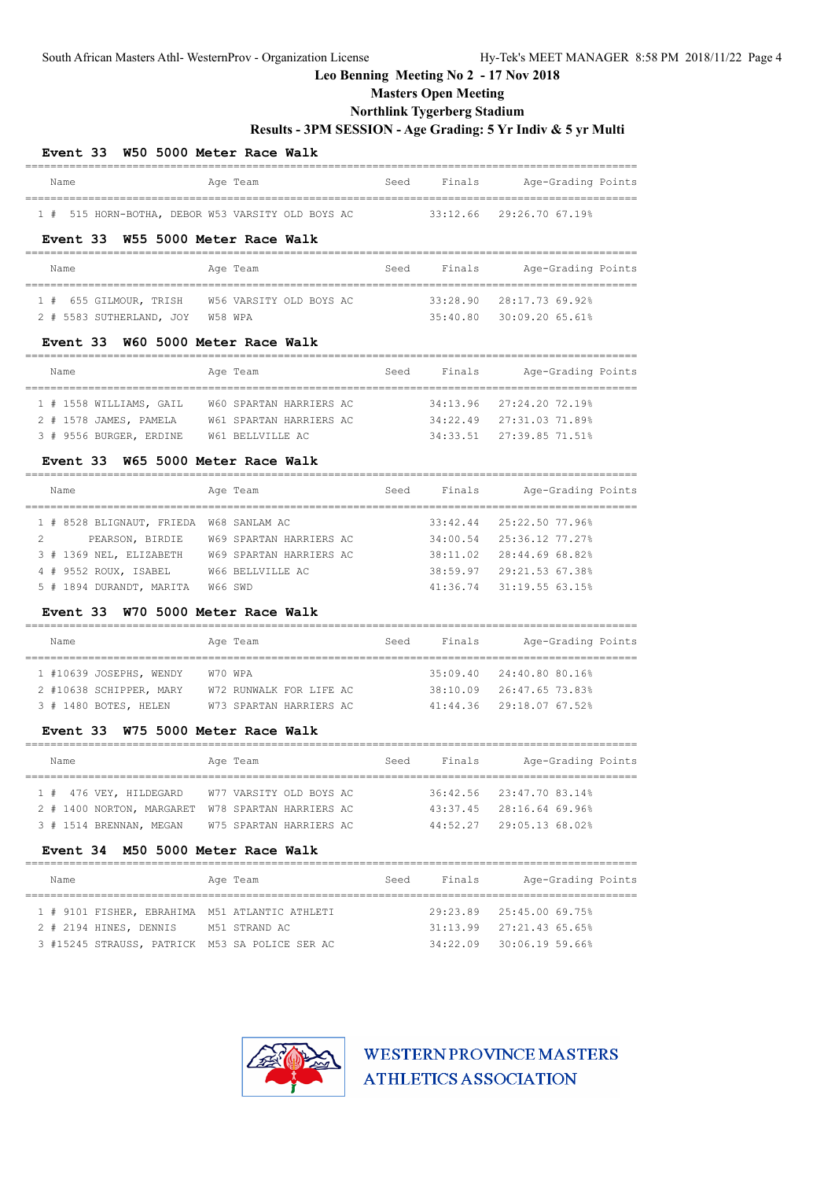Leo Benning Meeting No 2 - 17 Nov 2018

Masters Open Meeting

Northlink Tygerberg Stadium

Results - 3PM SESSION - Age Grading: 5 Yr Indiv & 5 yr Multi

### Event 33 W50 5000 Meter Race Walk

| | Name | Age | Team | Seed | Finals | Age-Grading | Points |
|---|---|---|---|---|---|---|---|
| 1 # | 515 HORN-BOTHA, DEBOR | W53 | VARSITY OLD BOYS AC | | 33:12.66 | 29:26.70 | 67.19% |

### Event 33 W55 5000 Meter Race Walk

| | Name | Age | Team | Seed | Finals | Age-Grading | Points |
|---|---|---|---|---|---|---|---|
| 1 # | 655 GILMOUR, TRISH | W56 | VARSITY OLD BOYS AC | | 33:28.90 | 28:17.73 | 69.92% |
| 2 # | 5583 SUTHERLAND, JOY | W58 | WPA | | 35:40.80 | 30:09.20 | 65.61% |

### Event 33 W60 5000 Meter Race Walk

| | Name | Age | Team | Seed | Finals | Age-Grading | Points |
|---|---|---|---|---|---|---|---|
| 1 # | 1558 WILLIAMS, GAIL | W60 | SPARTAN HARRIERS AC | | 34:13.96 | 27:24.20 | 72.19% |
| 2 # | 1578 JAMES, PAMELA | W61 | SPARTAN HARRIERS AC | | 34:22.49 | 27:31.03 | 71.89% |
| 3 # | 9556 BURGER, ERDINE | W61 | BELLVILLE AC | | 34:33.51 | 27:39.85 | 71.51% |

### Event 33 W65 5000 Meter Race Walk

| | Name | Age | Team | Seed | Finals | Age-Grading | Points |
|---|---|---|---|---|---|---|---|
| 1 # | 8528 BLIGNAUT, FRIEDA | W68 | SANLAM AC | | 33:42.44 | 25:22.50 | 77.96% |
| 2 | PEARSON, BIRDIE | W69 | SPARTAN HARRIERS AC | | 34:00.54 | 25:36.12 | 77.27% |
| 3 # | 1369 NEL, ELIZABETH | W69 | SPARTAN HARRIERS AC | | 38:11.02 | 28:44.69 | 68.82% |
| 4 # | 9552 ROUX, ISABEL | W66 | BELLVILLE AC | | 38:59.97 | 29:21.53 | 67.38% |
| 5 # | 1894 DURANDT, MARITA | W66 | SWD | | 41:36.74 | 31:19.55 | 63.15% |

### Event 33 W70 5000 Meter Race Walk

| | Name | Age | Team | Seed | Finals | Age-Grading | Points |
|---|---|---|---|---|---|---|---|
| 1 # | 10639 JOSEPHS, WENDY | W70 | WPA | | 35:09.40 | 24:40.80 | 80.16% |
| 2 # | 10638 SCHIPPER, MARY | W72 | RUNWALK FOR LIFE AC | | 38:10.09 | 26:47.65 | 73.83% |
| 3 # | 1480 BOTES, HELEN | W73 | SPARTAN HARRIERS AC | | 41:44.36 | 29:18.07 | 67.52% |

### Event 33 W75 5000 Meter Race Walk

| | Name | Age | Team | Seed | Finals | Age-Grading | Points |
|---|---|---|---|---|---|---|---|
| 1 # | 476 VEY, HILDEGARD | W77 | VARSITY OLD BOYS AC | | 36:42.56 | 23:47.70 | 83.14% |
| 2 # | 1400 NORTON, MARGARET | W78 | SPARTAN HARRIERS AC | | 43:37.45 | 28:16.64 | 69.96% |
| 3 # | 1514 BRENNAN, MEGAN | W75 | SPARTAN HARRIERS AC | | 44:52.27 | 29:05.13 | 68.02% |

### Event 34 M50 5000 Meter Race Walk

| | Name | Age | Team | Seed | Finals | Age-Grading | Points |
|---|---|---|---|---|---|---|---|
| 1 # | 9101 FISHER, EBRAHIMA | M51 | ATLANTIC ATHLETI | | 29:23.89 | 25:45.00 | 69.75% |
| 2 # | 2194 HINES, DENNIS | M51 | STRAND AC | | 31:13.99 | 27:21.43 | 65.65% |
| 3 # | 15245 STRAUSS, PATRICK | M53 | SA POLICE SER AC | | 34:22.09 | 30:06.19 | 59.66% |

WESTERN PROVINCE MASTERS ATHLETICS ASSOCIATION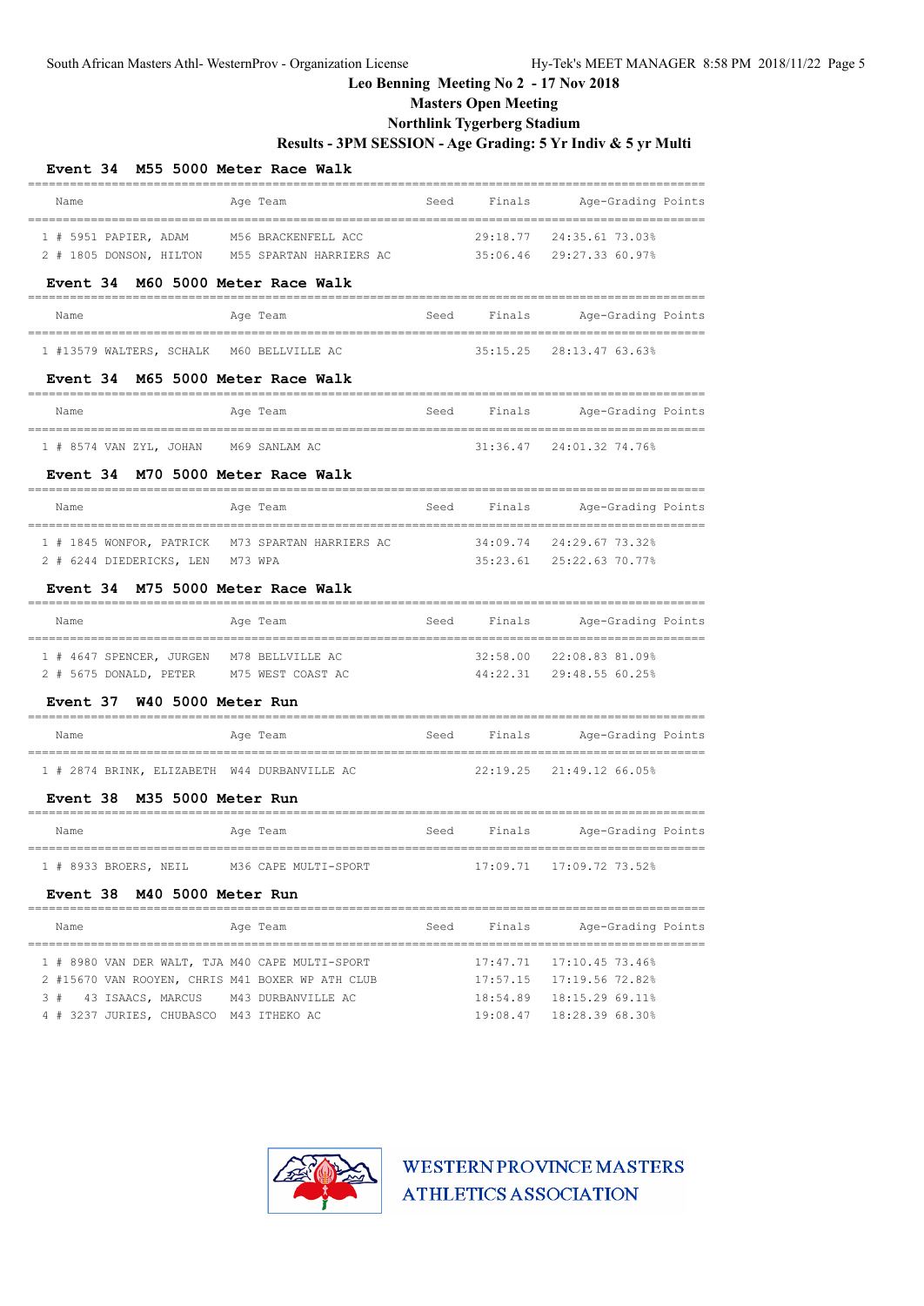Leo Benning Meeting No 2 - 17 Nov 2018

Masters Open Meeting

Northlink Tygerberg Stadium

Results - 3PM SESSION - Age Grading: 5 Yr Indiv & 5 yr Multi

### Event 34 M55 5000 Meter Race Walk

| | Name | Age | Team | Seed | Finals | Age-Grading | Points |
|---|---|---|---|---|---|---|---|
| 1 | # 5951 PAPIER, ADAM | M56 | BRACKENFELL ACC | | 29:18.77 | 24:35.61 | 73.03% |
| 2 | # 1805 DONSON, HILTON | M55 | SPARTAN HARRIERS AC | | 35:06.46 | 29:27.33 | 60.97% |

### Event 34 M60 5000 Meter Race Walk

| | Name | Age | Team | Seed | Finals | Age-Grading | Points |
|---|---|---|---|---|---|---|---|
| 1 | #13579 WALTERS, SCHALK | M60 | BELLVILLE AC | | 35:15.25 | 28:13.47 | 63.63% |

### Event 34 M65 5000 Meter Race Walk

| | Name | Age | Team | Seed | Finals | Age-Grading | Points |
|---|---|---|---|---|---|---|---|
| 1 | # 8574 VAN ZYL, JOHAN | M69 | SANLAM AC | | 31:36.47 | 24:01.32 | 74.76% |

### Event 34 M70 5000 Meter Race Walk

| | Name | Age | Team | Seed | Finals | Age-Grading | Points |
|---|---|---|---|---|---|---|---|
| 1 | # 1845 WONFOR, PATRICK | M73 | SPARTAN HARRIERS AC | | 34:09.74 | 24:29.67 | 73.32% |
| 2 | # 6244 DIEDERICKS, LEN | M73 | WPA | | 35:23.61 | 25:22.63 | 70.77% |

### Event 34 M75 5000 Meter Race Walk

| | Name | Age | Team | Seed | Finals | Age-Grading | Points |
|---|---|---|---|---|---|---|---|
| 1 | # 4647 SPENCER, JURGEN | M78 | BELLVILLE AC | | 32:58.00 | 22:08.83 | 81.09% |
| 2 | # 5675 DONALD, PETER | M75 | WEST COAST AC | | 44:22.31 | 29:48.55 | 60.25% |

### Event 37 W40 5000 Meter Run

| | Name | Age | Team | Seed | Finals | Age-Grading | Points |
|---|---|---|---|---|---|---|---|
| 1 | # 2874 BRINK, ELIZABETH | W44 | DURBANVILLE AC | | 22:19.25 | 21:49.12 | 66.05% |

### Event 38 M35 5000 Meter Run

| | Name | Age | Team | Seed | Finals | Age-Grading | Points |
|---|---|---|---|---|---|---|---|
| 1 | # 8933 BROERS, NEIL | M36 | CAPE MULTI-SPORT | | 17:09.71 | 17:09.72 | 73.52% |

### Event 38 M40 5000 Meter Run

| | Name | Age | Team | Seed | Finals | Age-Grading | Points |
|---|---|---|---|---|---|---|---|
| 1 | # 8980 VAN DER WALT, TJA | M40 | CAPE MULTI-SPORT | | 17:47.71 | 17:10.45 | 73.46% |
| 2 | #15670 VAN ROOYEN, CHRIS | M41 | BOXER WP ATH CLUB | | 17:57.15 | 17:19.56 | 72.82% |
| 3 | # 43 ISAACS, MARCUS | M43 | DURBANVILLE AC | | 18:54.89 | 18:15.29 | 69.11% |
| 4 | # 3237 JURIES, CHUBASCO | M43 | ITHEKO AC | | 19:08.47 | 18:28.39 | 68.30% |

WESTERN PROVINCE MASTERS ATHLETICS ASSOCIATION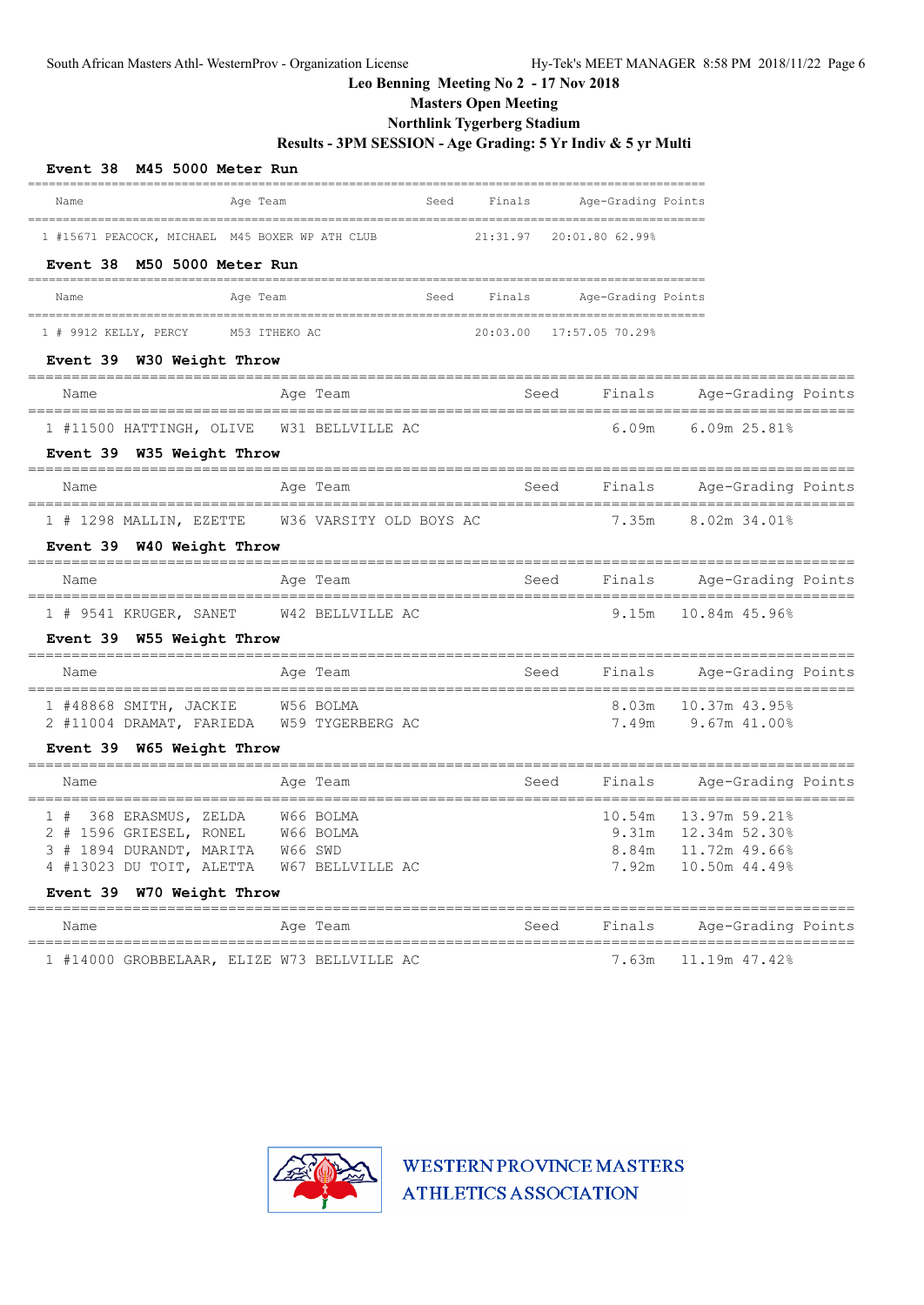Leo Benning Meeting No 2 - 17 Nov 2018

Masters Open Meeting

Northlink Tygerberg Stadium

Results - 3PM SESSION - Age Grading: 5 Yr Indiv & 5 yr Multi

### Event 38 M45 5000 Meter Run

| | Name | Age | Team | Seed | Finals | Age-Grading | Points |
|---|---|---|---|---|---|---|---|
| 1 | #15671 PEACOCK, MICHAEL | M45 | BOXER WP ATH CLUB | 21:31.97 | 20:01.80 | 62.99% | |

### Event 38 M50 5000 Meter Run

| | Name | Age | Team | Seed | Finals | Age-Grading | Points |
|---|---|---|---|---|---|---|---|
| 1 | # 9912 KELLY, PERCY | M53 | ITHEKO AC | 20:03.00 | 17:57.05 | 70.29% | |

### Event 39 W30 Weight Throw

| | Name | Age | Team | Seed | Finals | Age-Grading | Points |
|---|---|---|---|---|---|---|---|
| 1 | #11500 HATTINGH, OLIVE | W31 | BELLVILLE AC | | 6.09m | 6.09m | 25.81% |

### Event 39 W35 Weight Throw

| | Name | Age | Team | Seed | Finals | Age-Grading | Points |
|---|---|---|---|---|---|---|---|
| 1 | # 1298 MALLIN, EZETTE | W36 | VARSITY OLD BOYS AC | | 7.35m | 8.02m | 34.01% |

### Event 39 W40 Weight Throw

| | Name | Age | Team | Seed | Finals | Age-Grading | Points |
|---|---|---|---|---|---|---|---|
| 1 | # 9541 KRUGER, SANET | W42 | BELLVILLE AC | | 9.15m | 10.84m | 45.96% |

### Event 39 W55 Weight Throw

| | Name | Age | Team | Seed | Finals | Age-Grading | Points |
|---|---|---|---|---|---|---|---|
| 1 | #48868 SMITH, JACKIE | W56 | BOLMA | | 8.03m | 10.37m | 43.95% |
| 2 | #11004 DRAMAT, FARIEDA | W59 | TYGERBERG AC | | 7.49m | 9.67m | 41.00% |

### Event 39 W65 Weight Throw

| | Name | Age | Team | Seed | Finals | Age-Grading | Points |
|---|---|---|---|---|---|---|---|
| 1 | # 368 ERASMUS, ZELDA | W66 | BOLMA | | 10.54m | 13.97m | 59.21% |
| 2 | # 1596 GRIESEL, RONEL | W66 | BOLMA | | 9.31m | 12.34m | 52.30% |
| 3 | # 1894 DURANDT, MARITA | W66 | SWD | | 8.84m | 11.72m | 49.66% |
| 4 | #13023 DU TOIT, ALETTA | W67 | BELLVILLE AC | | 7.92m | 10.50m | 44.49% |

### Event 39 W70 Weight Throw

| | Name | Age | Team | Seed | Finals | Age-Grading | Points |
|---|---|---|---|---|---|---|---|
| 1 | #14000 GROBBELAAR, ELIZE | W73 | BELLVILLE AC | | 7.63m | 11.19m | 47.42% |

WESTERN PROVINCE MASTERS ATHLETICS ASSOCIATION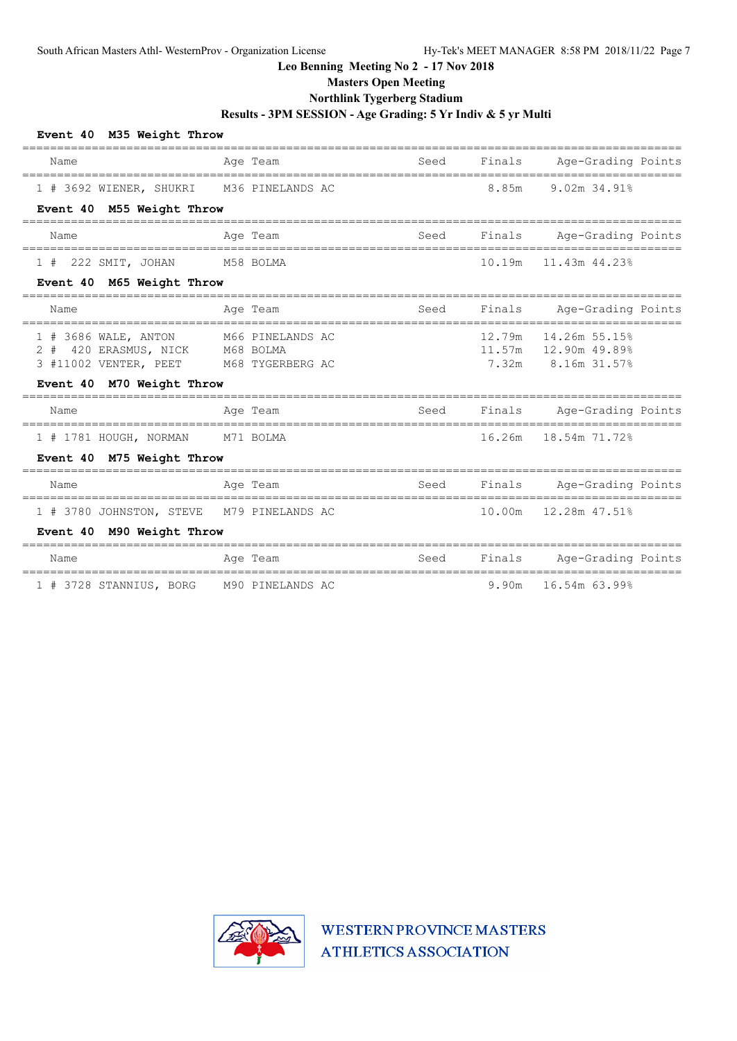Leo Benning Meeting No 2 - 17 Nov 2018

Masters Open Meeting

Northlink Tygerberg Stadium

Results - 3PM SESSION - Age Grading: 5 Yr Indiv & 5 yr Multi

**Event 40 M35 Weight Throw**

| | Name | Age | Team | Seed | Finals | Age-Grading | Points |
|---|---|---|---|---|---|---|---|
| 1 | # 3692 WIENER, SHUKRI | M36 | PINELANDS AC | | 8.85m | 9.02m | 34.91% |

**Event 40 M55 Weight Throw**

| | Name | Age | Team | Seed | Finals | Age-Grading | Points |
|---|---|---|---|---|---|---|---|
| 1 | # 222 SMIT, JOHAN | M58 | BOLMA | | 10.19m | 11.43m | 44.23% |

**Event 40 M65 Weight Throw**

| | Name | Age | Team | Seed | Finals | Age-Grading | Points |
|---|---|---|---|---|---|---|---|
| 1 | # 3686 WALE, ANTON | M66 | PINELANDS AC | | 12.79m | 14.26m | 55.15% |
| 2 | # 420 ERASMUS, NICK | M68 | BOLMA | | 11.57m | 12.90m | 49.89% |
| 3 | #11002 VENTER, PEET | M68 | TYGERBERG AC | | 7.32m | 8.16m | 31.57% |

**Event 40 M70 Weight Throw**

| | Name | Age | Team | Seed | Finals | Age-Grading | Points |
|---|---|---|---|---|---|---|---|
| 1 | # 1781 HOUGH, NORMAN | M71 | BOLMA | | 16.26m | 18.54m | 71.72% |

**Event 40 M75 Weight Throw**

| | Name | Age | Team | Seed | Finals | Age-Grading | Points |
|---|---|---|---|---|---|---|---|
| 1 | # 3780 JOHNSTON, STEVE | M79 | PINELANDS AC | | 10.00m | 12.28m | 47.51% |

**Event 40 M90 Weight Throw**

| | Name | Age | Team | Seed | Finals | Age-Grading | Points |
|---|---|---|---|---|---|---|---|
| 1 | # 3728 STANNIUS, BORG | M90 | PINELANDS AC | | 9.90m | 16.54m | 63.99% |

WESTERN PROVINCE MASTERS ATHLETICS ASSOCIATION